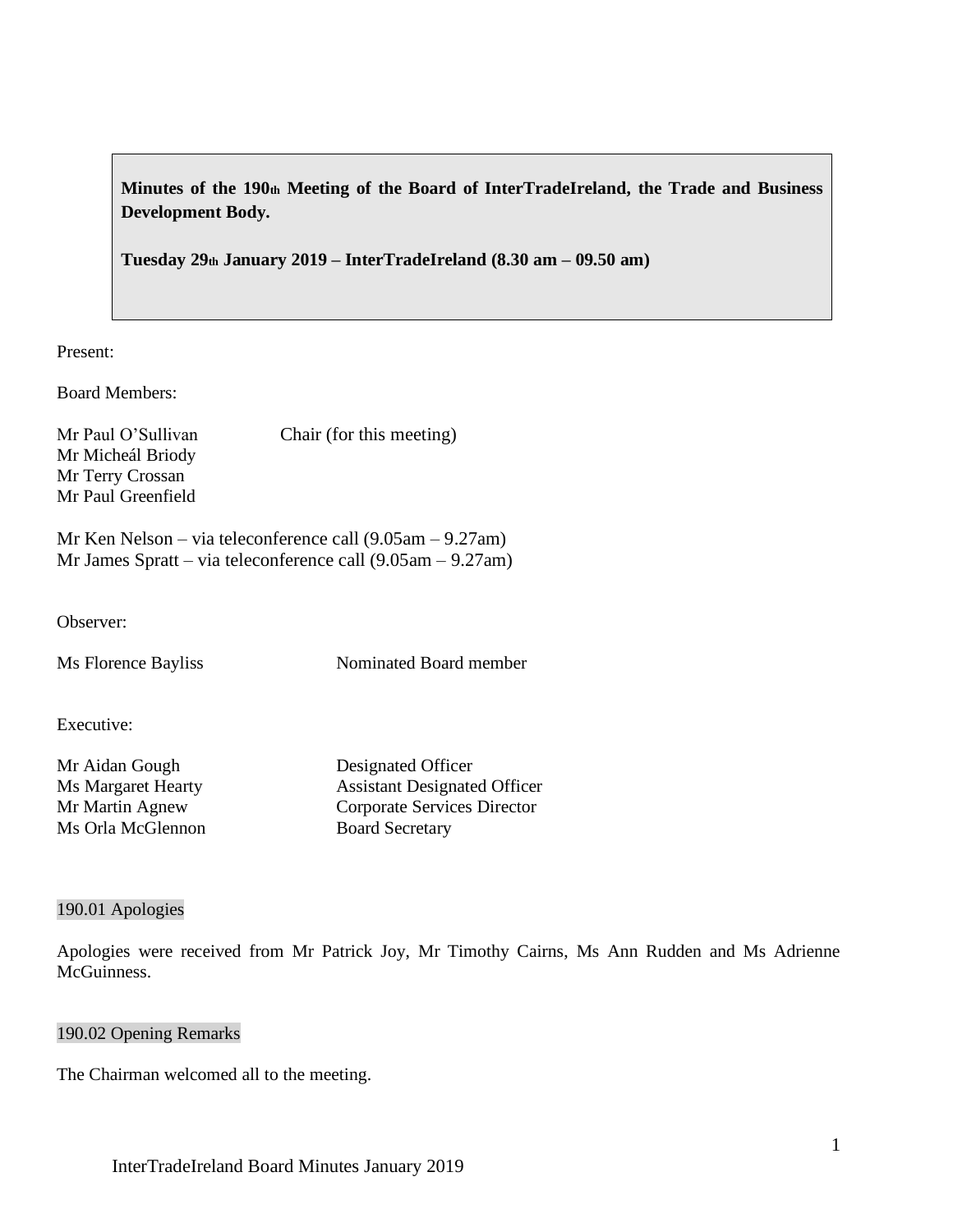**Minutes of the 190th Meeting of the Board of InterTradeIreland, the Trade and Business Development Body.**

**Tuesday 29th January 2019 – InterTradeIreland (8.30 am – 09.50 am)**

Present:

Board Members:

Mr Paul O'Sullivan — Chair (for this meeting)
Mr Micheál Briody
Mr Terry Crossan
Mr Paul Greenfield

Mr Ken Nelson – via teleconference call (9.05am – 9.27am)
Mr James Spratt – via teleconference call (9.05am – 9.27am)

Observer:

Ms Florence Bayliss — Nominated Board member

Executive:

Mr Aidan Gough — Designated Officer
Ms Margaret Hearty — Assistant Designated Officer
Mr Martin Agnew — Corporate Services Director
Ms Orla McGlennon — Board Secretary

## 190.01 Apologies

Apologies were received from Mr Patrick Joy, Mr Timothy Cairns, Ms Ann Rudden and Ms Adrienne McGuinness.

## 190.02 Opening Remarks

The Chairman welcomed all to the meeting.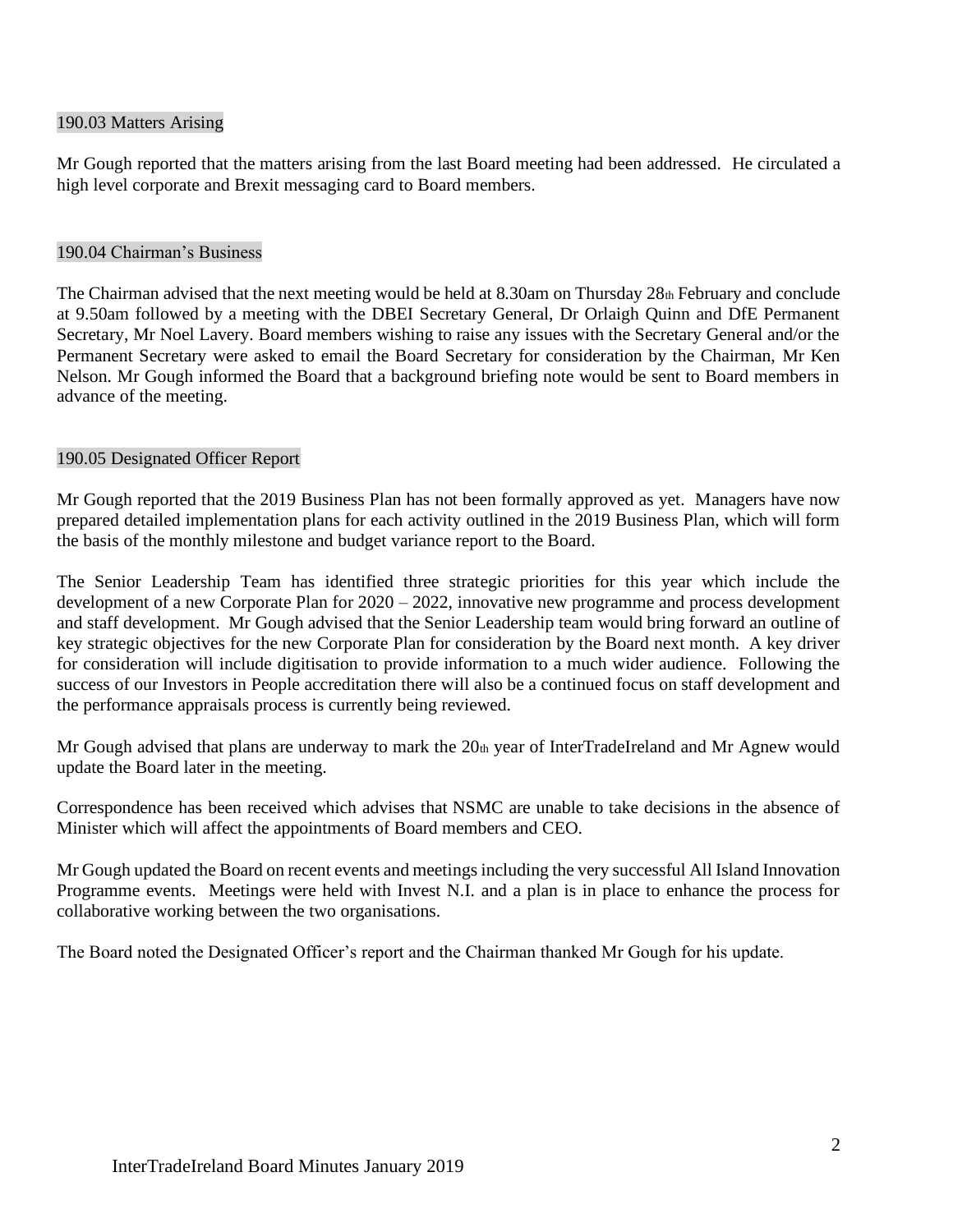## 190.03 Matters Arising

Mr Gough reported that the matters arising from the last Board meeting had been addressed. He circulated a high level corporate and Brexit messaging card to Board members.

## 190.04 Chairman's Business

The Chairman advised that the next meeting would be held at 8.30am on Thursday 28th February and conclude at 9.50am followed by a meeting with the DBEI Secretary General, Dr Orlaigh Quinn and DfE Permanent Secretary, Mr Noel Lavery. Board members wishing to raise any issues with the Secretary General and/or the Permanent Secretary were asked to email the Board Secretary for consideration by the Chairman, Mr Ken Nelson. Mr Gough informed the Board that a background briefing note would be sent to Board members in advance of the meeting.

## 190.05 Designated Officer Report

Mr Gough reported that the 2019 Business Plan has not been formally approved as yet. Managers have now prepared detailed implementation plans for each activity outlined in the 2019 Business Plan, which will form the basis of the monthly milestone and budget variance report to the Board.

The Senior Leadership Team has identified three strategic priorities for this year which include the development of a new Corporate Plan for 2020 – 2022, innovative new programme and process development and staff development. Mr Gough advised that the Senior Leadership team would bring forward an outline of key strategic objectives for the new Corporate Plan for consideration by the Board next month. A key driver for consideration will include digitisation to provide information to a much wider audience. Following the success of our Investors in People accreditation there will also be a continued focus on staff development and the performance appraisals process is currently being reviewed.

Mr Gough advised that plans are underway to mark the 20th year of InterTradeIreland and Mr Agnew would update the Board later in the meeting.

Correspondence has been received which advises that NSMC are unable to take decisions in the absence of Minister which will affect the appointments of Board members and CEO.

Mr Gough updated the Board on recent events and meetings including the very successful All Island Innovation Programme events. Meetings were held with Invest N.I. and a plan is in place to enhance the process for collaborative working between the two organisations.

The Board noted the Designated Officer's report and the Chairman thanked Mr Gough for his update.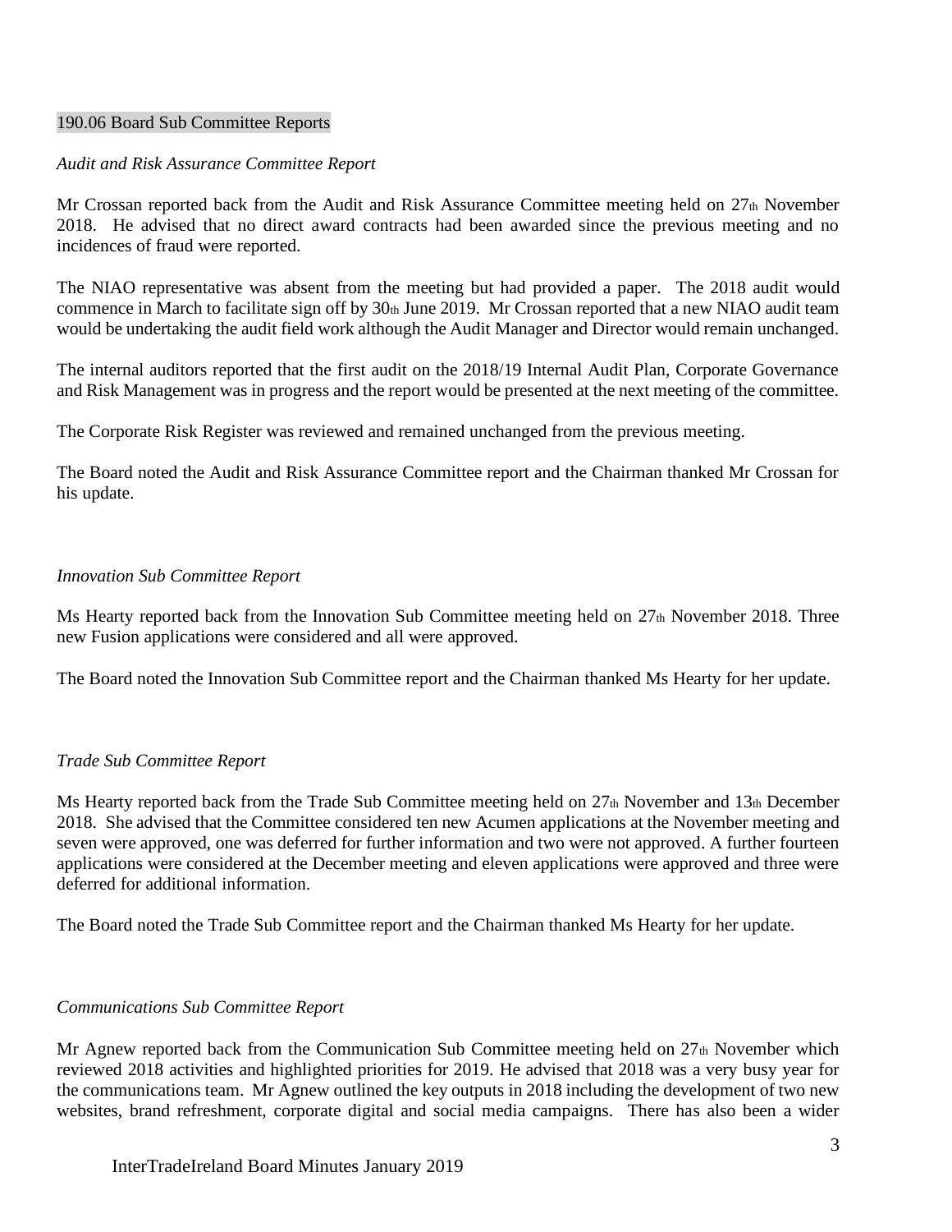## 190.06 Board Sub Committee Reports

*Audit and Risk Assurance Committee Report*

Mr Crossan reported back from the Audit and Risk Assurance Committee meeting held on 27th November 2018. He advised that no direct award contracts had been awarded since the previous meeting and no incidences of fraud were reported.

The NIAO representative was absent from the meeting but had provided a paper. The 2018 audit would commence in March to facilitate sign off by 30th June 2019. Mr Crossan reported that a new NIAO audit team would be undertaking the audit field work although the Audit Manager and Director would remain unchanged.

The internal auditors reported that the first audit on the 2018/19 Internal Audit Plan, Corporate Governance and Risk Management was in progress and the report would be presented at the next meeting of the committee.

The Corporate Risk Register was reviewed and remained unchanged from the previous meeting.

The Board noted the Audit and Risk Assurance Committee report and the Chairman thanked Mr Crossan for his update.

*Innovation Sub Committee Report*

Ms Hearty reported back from the Innovation Sub Committee meeting held on 27th November 2018. Three new Fusion applications were considered and all were approved.

The Board noted the Innovation Sub Committee report and the Chairman thanked Ms Hearty for her update.

*Trade Sub Committee Report*

Ms Hearty reported back from the Trade Sub Committee meeting held on 27th November and 13th December 2018. She advised that the Committee considered ten new Acumen applications at the November meeting and seven were approved, one was deferred for further information and two were not approved. A further fourteen applications were considered at the December meeting and eleven applications were approved and three were deferred for additional information.

The Board noted the Trade Sub Committee report and the Chairman thanked Ms Hearty for her update.

*Communications Sub Committee Report*

Mr Agnew reported back from the Communication Sub Committee meeting held on 27th November which reviewed 2018 activities and highlighted priorities for 2019. He advised that 2018 was a very busy year for the communications team. Mr Agnew outlined the key outputs in 2018 including the development of two new websites, brand refreshment, corporate digital and social media campaigns. There has also been a wider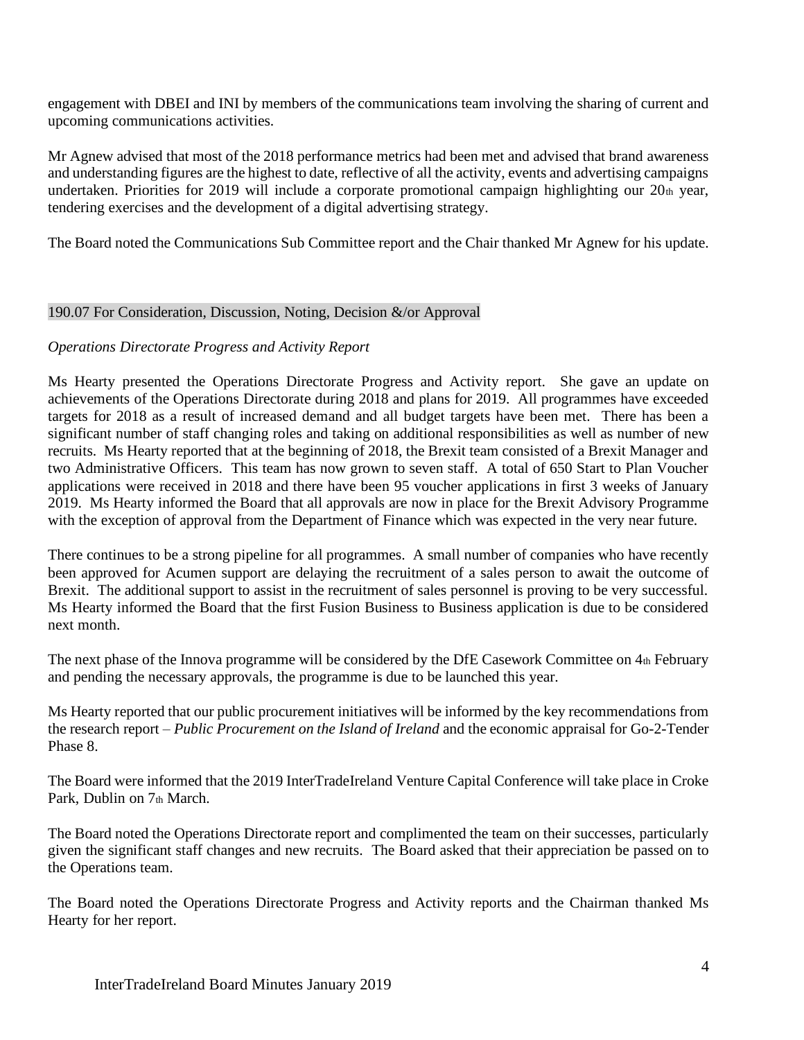engagement with DBEI and INI by members of the communications team involving the sharing of current and upcoming communications activities.

Mr Agnew advised that most of the 2018 performance metrics had been met and advised that brand awareness and understanding figures are the highest to date, reflective of all the activity, events and advertising campaigns undertaken. Priorities for 2019 will include a corporate promotional campaign highlighting our 20th year, tendering exercises and the development of a digital advertising strategy.

The Board noted the Communications Sub Committee report and the Chair thanked Mr Agnew for his update.

## 190.07 For Consideration, Discussion, Noting, Decision &/or Approval

*Operations Directorate Progress and Activity Report*

Ms Hearty presented the Operations Directorate Progress and Activity report. She gave an update on achievements of the Operations Directorate during 2018 and plans for 2019. All programmes have exceeded targets for 2018 as a result of increased demand and all budget targets have been met. There has been a significant number of staff changing roles and taking on additional responsibilities as well as number of new recruits. Ms Hearty reported that at the beginning of 2018, the Brexit team consisted of a Brexit Manager and two Administrative Officers. This team has now grown to seven staff. A total of 650 Start to Plan Voucher applications were received in 2018 and there have been 95 voucher applications in first 3 weeks of January 2019. Ms Hearty informed the Board that all approvals are now in place for the Brexit Advisory Programme with the exception of approval from the Department of Finance which was expected in the very near future.

There continues to be a strong pipeline for all programmes. A small number of companies who have recently been approved for Acumen support are delaying the recruitment of a sales person to await the outcome of Brexit. The additional support to assist in the recruitment of sales personnel is proving to be very successful. Ms Hearty informed the Board that the first Fusion Business to Business application is due to be considered next month.

The next phase of the Innova programme will be considered by the DfE Casework Committee on 4th February and pending the necessary approvals, the programme is due to be launched this year.

Ms Hearty reported that our public procurement initiatives will be informed by the key recommendations from the research report – *Public Procurement on the Island of Ireland* and the economic appraisal for Go-2-Tender Phase 8.

The Board were informed that the 2019 InterTradeIreland Venture Capital Conference will take place in Croke Park, Dublin on 7th March.

The Board noted the Operations Directorate report and complimented the team on their successes, particularly given the significant staff changes and new recruits. The Board asked that their appreciation be passed on to the Operations team.

The Board noted the Operations Directorate Progress and Activity reports and the Chairman thanked Ms Hearty for her report.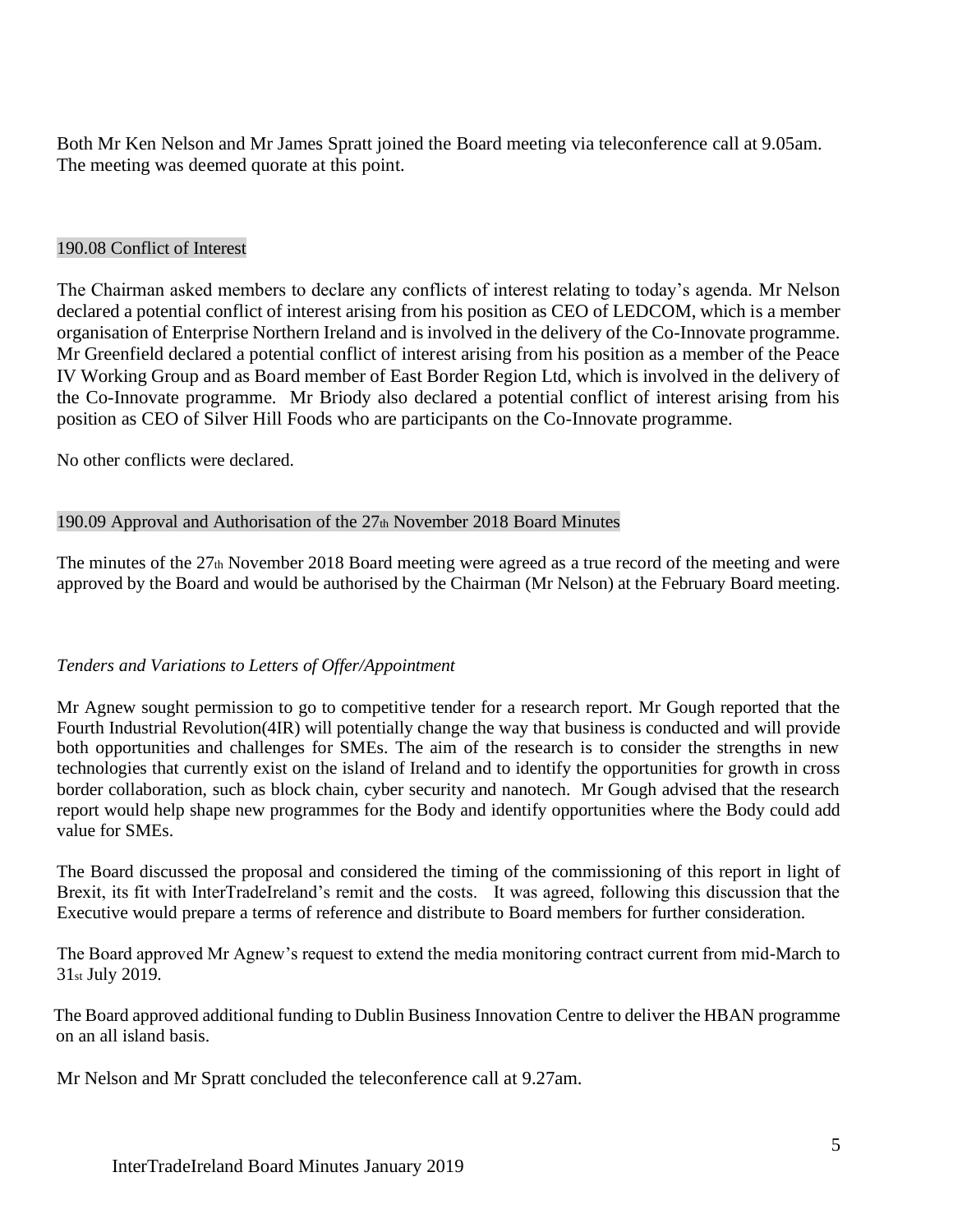Both Mr Ken Nelson and Mr James Spratt joined the Board meeting via teleconference call at 9.05am. The meeting was deemed quorate at this point.

## 190.08 Conflict of Interest

The Chairman asked members to declare any conflicts of interest relating to today's agenda. Mr Nelson declared a potential conflict of interest arising from his position as CEO of LEDCOM, which is a member organisation of Enterprise Northern Ireland and is involved in the delivery of the Co-Innovate programme. Mr Greenfield declared a potential conflict of interest arising from his position as a member of the Peace IV Working Group and as Board member of East Border Region Ltd, which is involved in the delivery of the Co-Innovate programme. Mr Briody also declared a potential conflict of interest arising from his position as CEO of Silver Hill Foods who are participants on the Co-Innovate programme.

No other conflicts were declared.

## 190.09 Approval and Authorisation of the 27th November 2018 Board Minutes

The minutes of the 27th November 2018 Board meeting were agreed as a true record of the meeting and were approved by the Board and would be authorised by the Chairman (Mr Nelson) at the February Board meeting.

*Tenders and Variations to Letters of Offer/Appointment*

Mr Agnew sought permission to go to competitive tender for a research report. Mr Gough reported that the Fourth Industrial Revolution(4IR) will potentially change the way that business is conducted and will provide both opportunities and challenges for SMEs. The aim of the research is to consider the strengths in new technologies that currently exist on the island of Ireland and to identify the opportunities for growth in cross border collaboration, such as block chain, cyber security and nanotech. Mr Gough advised that the research report would help shape new programmes for the Body and identify opportunities where the Body could add value for SMEs.

The Board discussed the proposal and considered the timing of the commissioning of this report in light of Brexit, its fit with InterTradeIreland's remit and the costs. It was agreed, following this discussion that the Executive would prepare a terms of reference and distribute to Board members for further consideration.

The Board approved Mr Agnew's request to extend the media monitoring contract current from mid-March to 31st July 2019.

The Board approved additional funding to Dublin Business Innovation Centre to deliver the HBAN programme on an all island basis.

Mr Nelson and Mr Spratt concluded the teleconference call at 9.27am.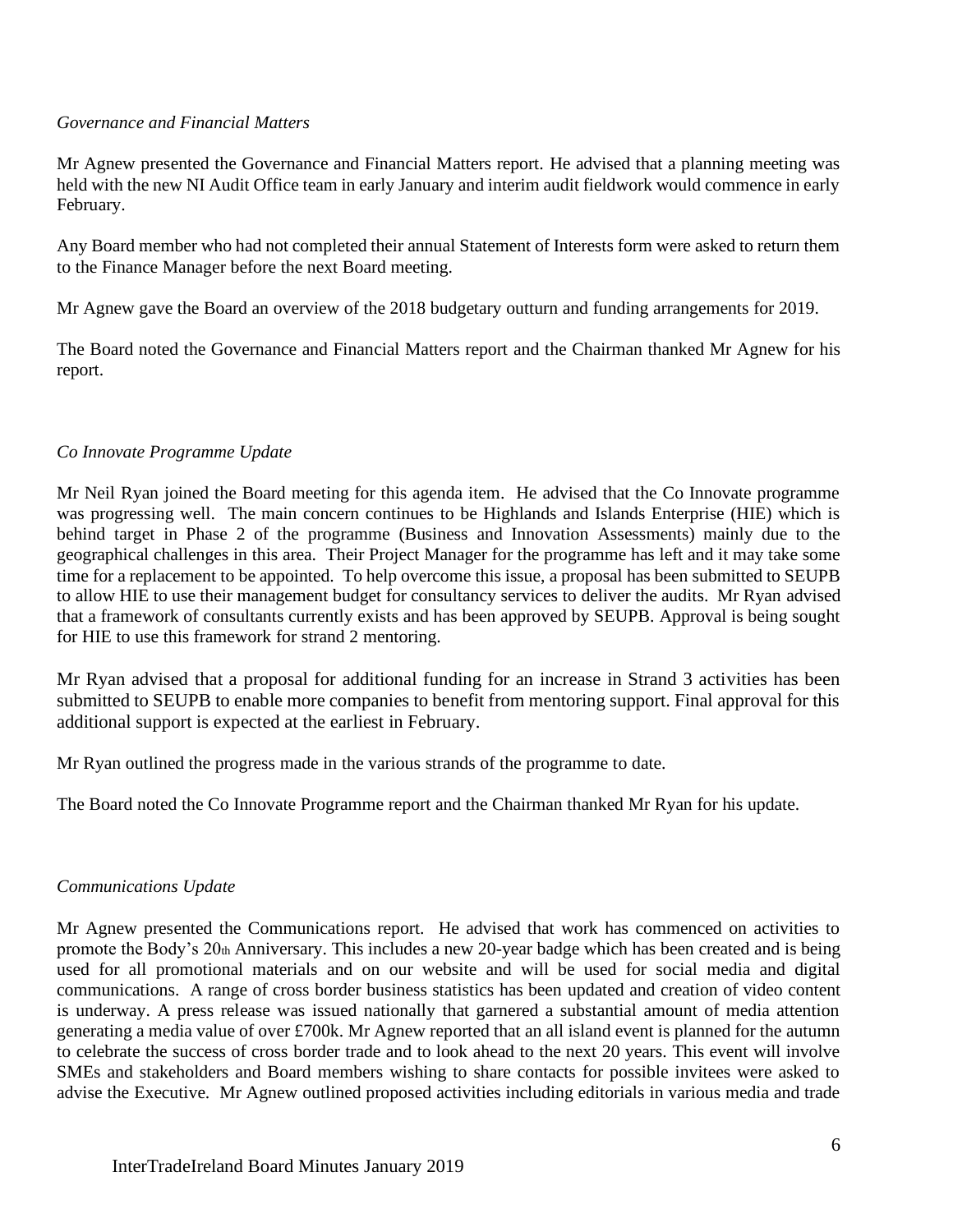*Governance and Financial Matters*

Mr Agnew presented the Governance and Financial Matters report. He advised that a planning meeting was held with the new NI Audit Office team in early January and interim audit fieldwork would commence in early February.

Any Board member who had not completed their annual Statement of Interests form were asked to return them to the Finance Manager before the next Board meeting.

Mr Agnew gave the Board an overview of the 2018 budgetary outturn and funding arrangements for 2019.

The Board noted the Governance and Financial Matters report and the Chairman thanked Mr Agnew for his report.

*Co Innovate Programme Update*

Mr Neil Ryan joined the Board meeting for this agenda item. He advised that the Co Innovate programme was progressing well. The main concern continues to be Highlands and Islands Enterprise (HIE) which is behind target in Phase 2 of the programme (Business and Innovation Assessments) mainly due to the geographical challenges in this area. Their Project Manager for the programme has left and it may take some time for a replacement to be appointed. To help overcome this issue, a proposal has been submitted to SEUPB to allow HIE to use their management budget for consultancy services to deliver the audits. Mr Ryan advised that a framework of consultants currently exists and has been approved by SEUPB. Approval is being sought for HIE to use this framework for strand 2 mentoring.

Mr Ryan advised that a proposal for additional funding for an increase in Strand 3 activities has been submitted to SEUPB to enable more companies to benefit from mentoring support. Final approval for this additional support is expected at the earliest in February.

Mr Ryan outlined the progress made in the various strands of the programme to date.

The Board noted the Co Innovate Programme report and the Chairman thanked Mr Ryan for his update.

*Communications Update*

Mr Agnew presented the Communications report. He advised that work has commenced on activities to promote the Body's 20th Anniversary. This includes a new 20-year badge which has been created and is being used for all promotional materials and on our website and will be used for social media and digital communications. A range of cross border business statistics has been updated and creation of video content is underway. A press release was issued nationally that garnered a substantial amount of media attention generating a media value of over £700k. Mr Agnew reported that an all island event is planned for the autumn to celebrate the success of cross border trade and to look ahead to the next 20 years. This event will involve SMEs and stakeholders and Board members wishing to share contacts for possible invitees were asked to advise the Executive. Mr Agnew outlined proposed activities including editorials in various media and trade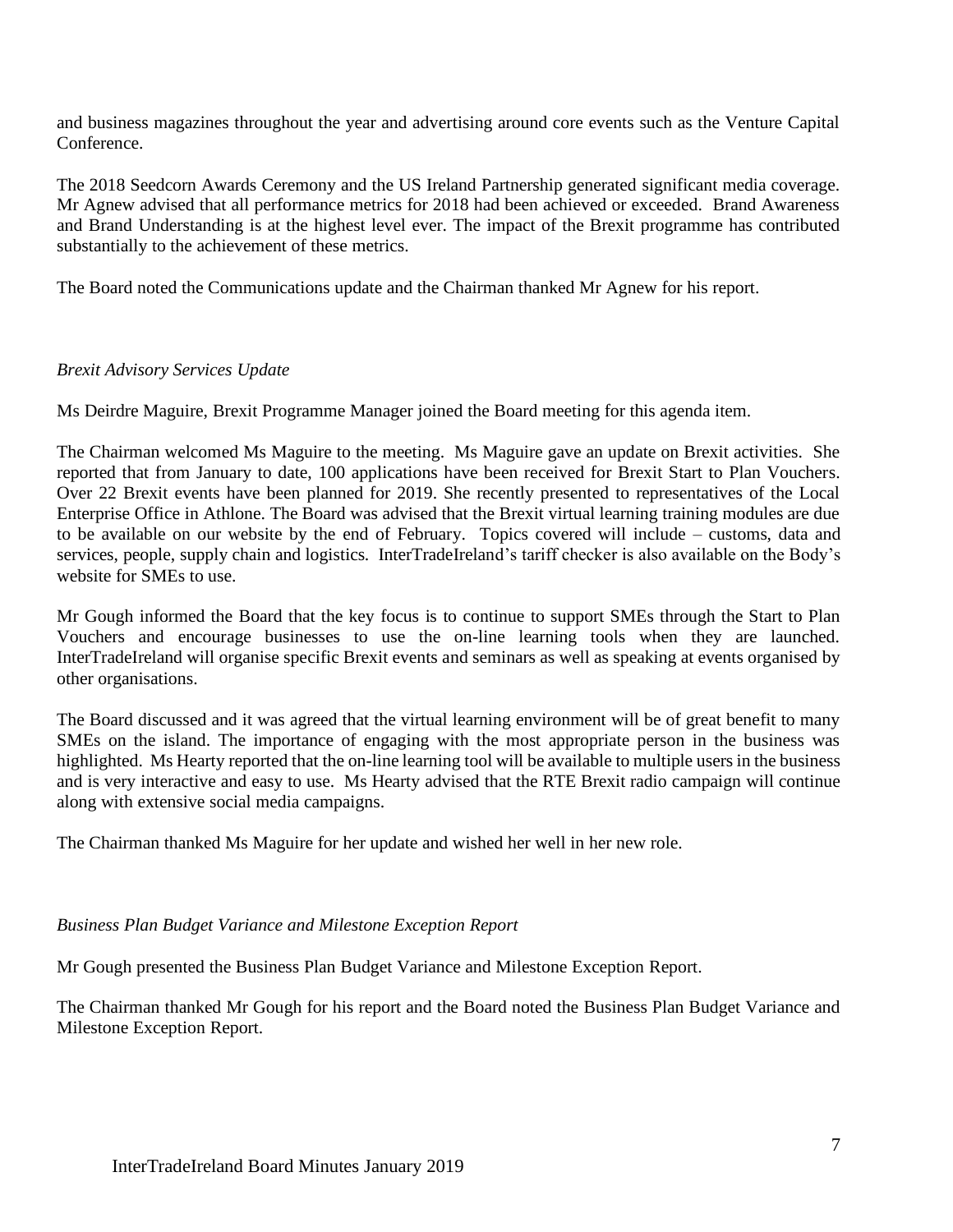and business magazines throughout the year and advertising around core events such as the Venture Capital Conference.

The 2018 Seedcorn Awards Ceremony and the US Ireland Partnership generated significant media coverage. Mr Agnew advised that all performance metrics for 2018 had been achieved or exceeded. Brand Awareness and Brand Understanding is at the highest level ever. The impact of the Brexit programme has contributed substantially to the achievement of these metrics.

The Board noted the Communications update and the Chairman thanked Mr Agnew for his report.

*Brexit Advisory Services Update*

Ms Deirdre Maguire, Brexit Programme Manager joined the Board meeting for this agenda item.

The Chairman welcomed Ms Maguire to the meeting. Ms Maguire gave an update on Brexit activities. She reported that from January to date, 100 applications have been received for Brexit Start to Plan Vouchers. Over 22 Brexit events have been planned for 2019. She recently presented to representatives of the Local Enterprise Office in Athlone. The Board was advised that the Brexit virtual learning training modules are due to be available on our website by the end of February. Topics covered will include – customs, data and services, people, supply chain and logistics. InterTradeIreland's tariff checker is also available on the Body's website for SMEs to use.

Mr Gough informed the Board that the key focus is to continue to support SMEs through the Start to Plan Vouchers and encourage businesses to use the on-line learning tools when they are launched. InterTradeIreland will organise specific Brexit events and seminars as well as speaking at events organised by other organisations.

The Board discussed and it was agreed that the virtual learning environment will be of great benefit to many SMEs on the island. The importance of engaging with the most appropriate person in the business was highlighted. Ms Hearty reported that the on-line learning tool will be available to multiple users in the business and is very interactive and easy to use. Ms Hearty advised that the RTE Brexit radio campaign will continue along with extensive social media campaigns.

The Chairman thanked Ms Maguire for her update and wished her well in her new role.

*Business Plan Budget Variance and Milestone Exception Report*

Mr Gough presented the Business Plan Budget Variance and Milestone Exception Report.

The Chairman thanked Mr Gough for his report and the Board noted the Business Plan Budget Variance and Milestone Exception Report.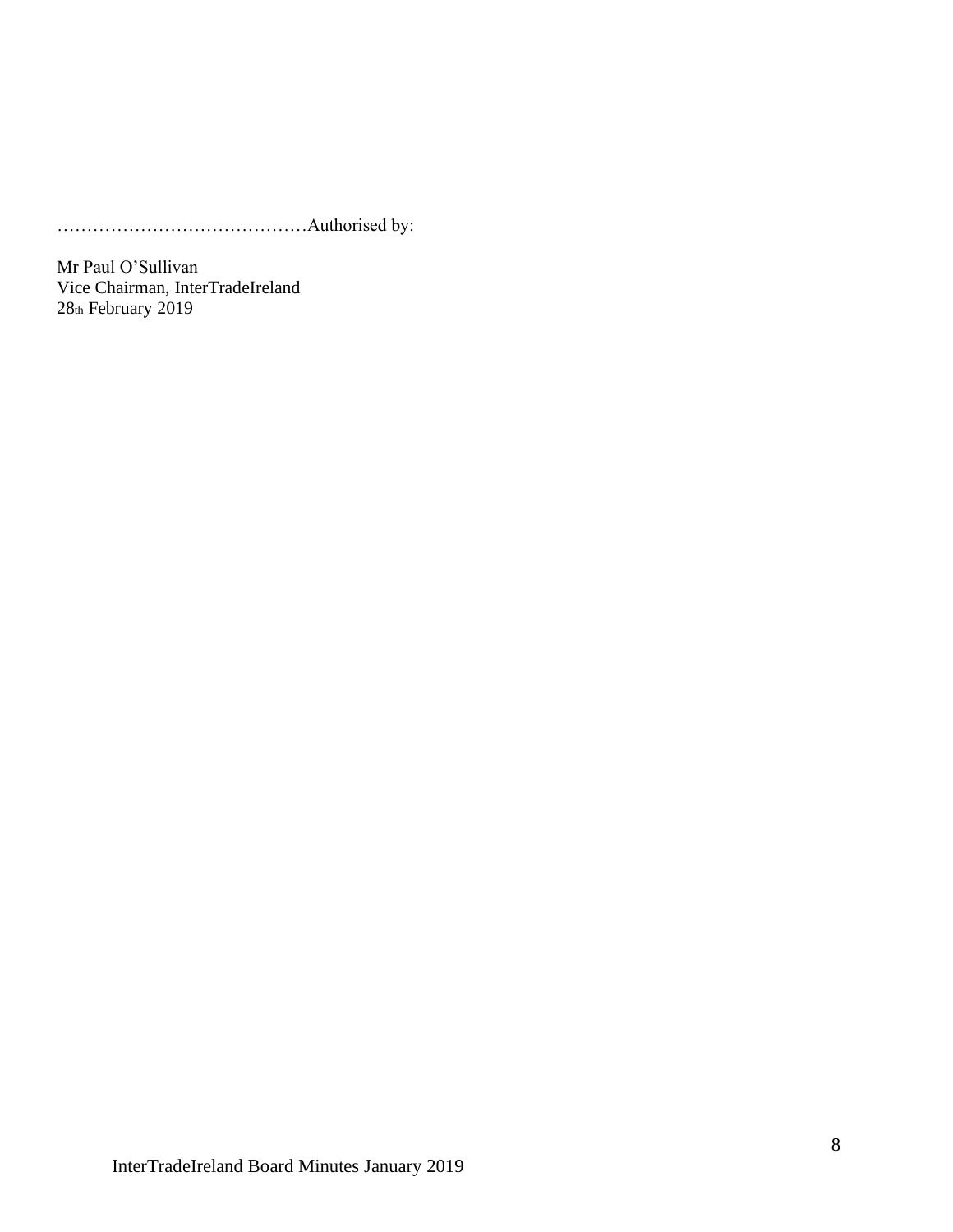……………………………………Authorised by:

Mr Paul O'Sullivan
Vice Chairman, InterTradeIreland
28th February 2019